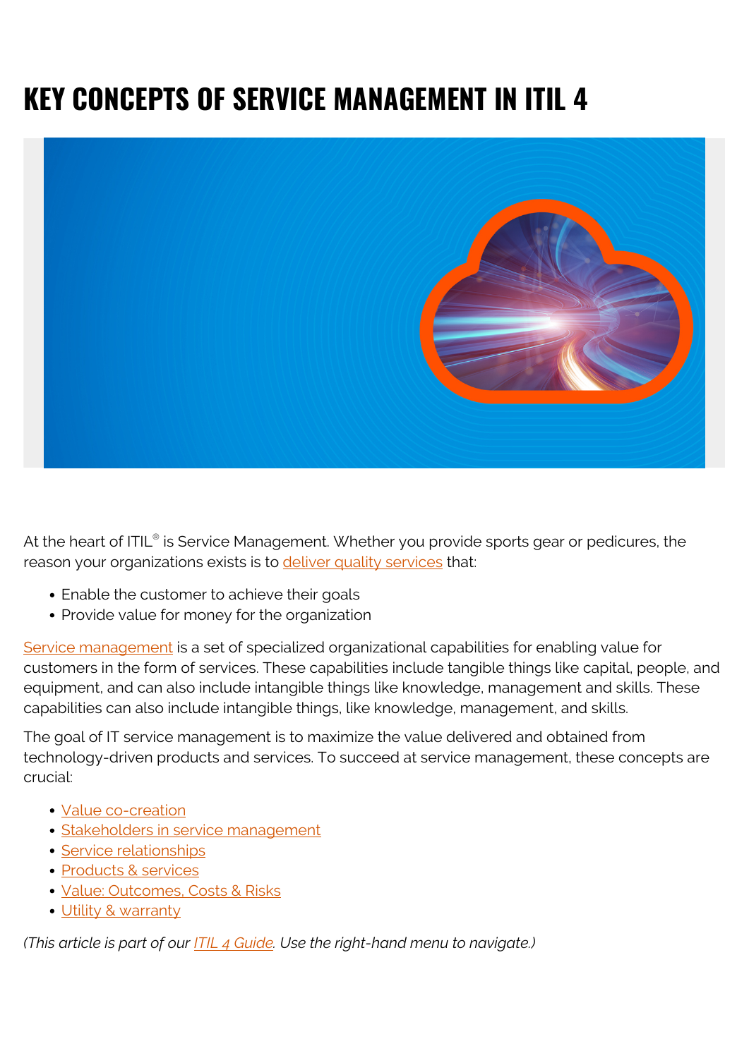# KEY CONCEPTS OF SERVICE MANAGEMENT IN ITIL 4

At the heart of ITIL® is Service Management. Whether you provide sports gear or pedicures, the reason your organizations exists is to deliver quality services that:

- Enable the customer to achieve their goals
- Provide value for money for the organization

Service management is a set of specialized organizational capabilities for enabling value for customers in the form of services. These capabilities include tangible things like capital, people, and equipment, and can also include intangible things like knowledge, management and skills. These capabilities can also include intangible things, like knowledge, management, and skills.

The goal of IT service management is to maximize the value delivered and obtained from technology-driven products and services. To succeed at service management, these concepts are crucial:

- Value co-creation
- Stakeholders in service management
- Service relationships
- Products & services
- Value: Outcomes, Costs & Risks
- Utility & warranty

*(This article is part of our ITIL 4 Guide. Use the right-hand menu to navigate.)*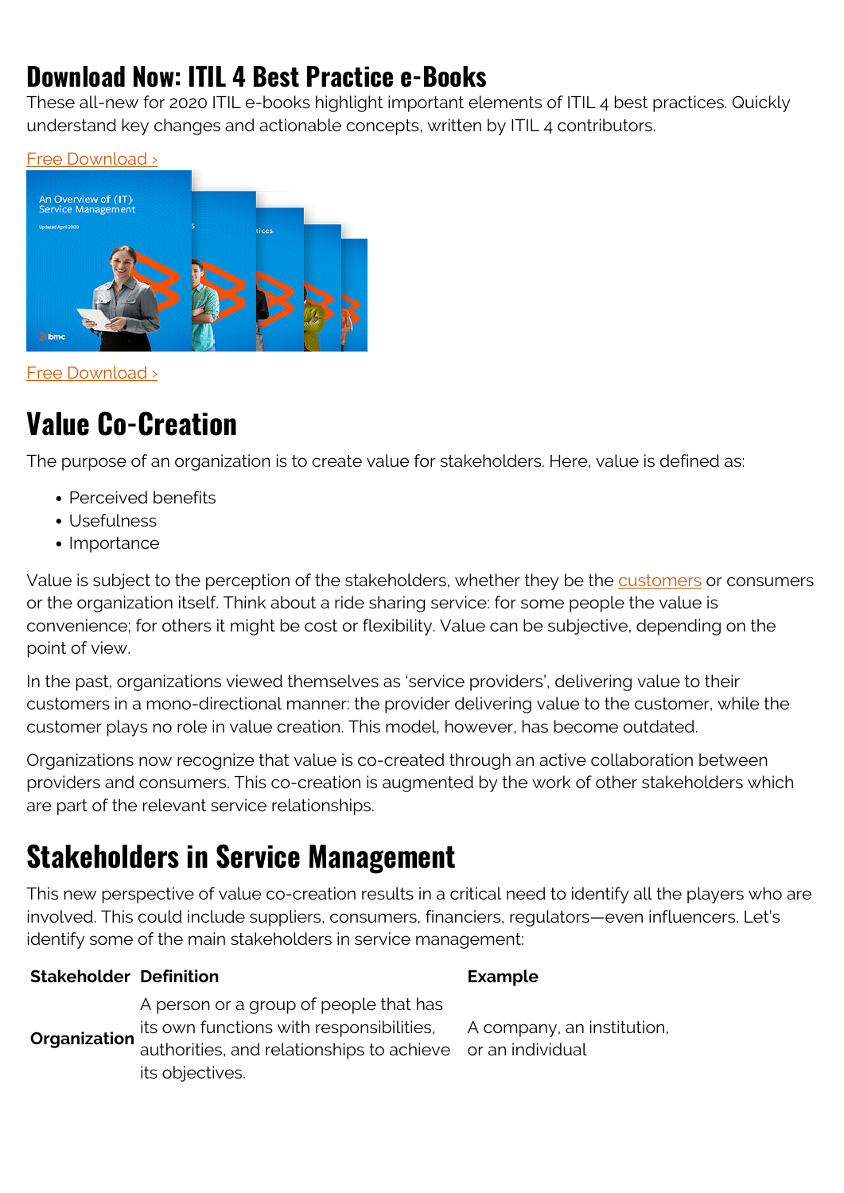## Download Now: ITIL 4 Best Practice e-Books

These all-new for 2020 ITIL e-books highlight important elements of ITIL 4 best practices. Quickly understand key changes and actionable concepts, written by ITIL 4 contributors.

Free Download ›

Free Download ›

## Value Co-Creation

The purpose of an organization is to create value for stakeholders. Here, value is defined as:

- Perceived benefits
- Usefulness
- Importance

Value is subject to the perception of the stakeholders, whether they be the customers or consumers or the organization itself. Think about a ride sharing service: for some people the value is convenience; for others it might be cost or flexibility. Value can be subjective, depending on the point of view.

In the past, organizations viewed themselves as 'service providers', delivering value to their customers in a mono-directional manner: the provider delivering value to the customer, while the customer plays no role in value creation. This model, however, has become outdated.

Organizations now recognize that value is co-created through an active collaboration between providers and consumers. This co-creation is augmented by the work of other stakeholders which are part of the relevant service relationships.

## Stakeholders in Service Management

This new perspective of value co-creation results in a critical need to identify all the players who are involved. This could include suppliers, consumers, financiers, regulators—even influencers. Let's identify some of the main stakeholders in service management:

| Stakeholder | Definition | Example |
|---|---|---|
| **Organization** | A person or a group of people that has its own functions with responsibilities, authorities, and relationships to achieve its objectives. | A company, an institution, or an individual |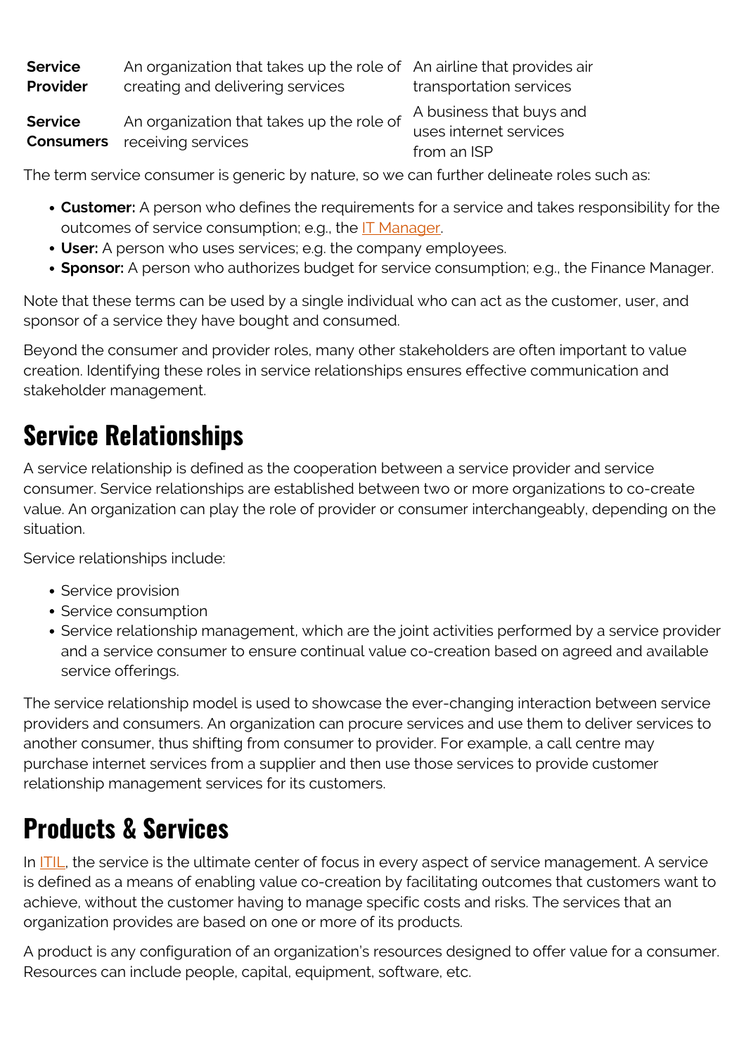| | | |
|---|---|---|
| **Service Provider** | An organization that takes up the role of creating and delivering services | An airline that provides air transportation services |
| **Service Consumers** | An organization that takes up the role of receiving services | A business that buys and uses internet services from an ISP |

The term service consumer is generic by nature, so we can further delineate roles such as:

- **Customer:** A person who defines the requirements for a service and takes responsibility for the outcomes of service consumption; e.g., the IT Manager.
- **User:** A person who uses services; e.g. the company employees.
- **Sponsor:** A person who authorizes budget for service consumption; e.g., the Finance Manager.

Note that these terms can be used by a single individual who can act as the customer, user, and sponsor of a service they have bought and consumed.

Beyond the consumer and provider roles, many other stakeholders are often important to value creation. Identifying these roles in service relationships ensures effective communication and stakeholder management.

## Service Relationships

A service relationship is defined as the cooperation between a service provider and service consumer. Service relationships are established between two or more organizations to co-create value. An organization can play the role of provider or consumer interchangeably, depending on the situation.

Service relationships include:

- Service provision
- Service consumption
- Service relationship management, which are the joint activities performed by a service provider and a service consumer to ensure continual value co-creation based on agreed and available service offerings.

The service relationship model is used to showcase the ever-changing interaction between service providers and consumers. An organization can procure services and use them to deliver services to another consumer, thus shifting from consumer to provider. For example, a call centre may purchase internet services from a supplier and then use those services to provide customer relationship management services for its customers.

## Products & Services

In ITIL, the service is the ultimate center of focus in every aspect of service management. A service is defined as a means of enabling value co-creation by facilitating outcomes that customers want to achieve, without the customer having to manage specific costs and risks. The services that an organization provides are based on one or more of its products.

A product is any configuration of an organization's resources designed to offer value for a consumer. Resources can include people, capital, equipment, software, etc.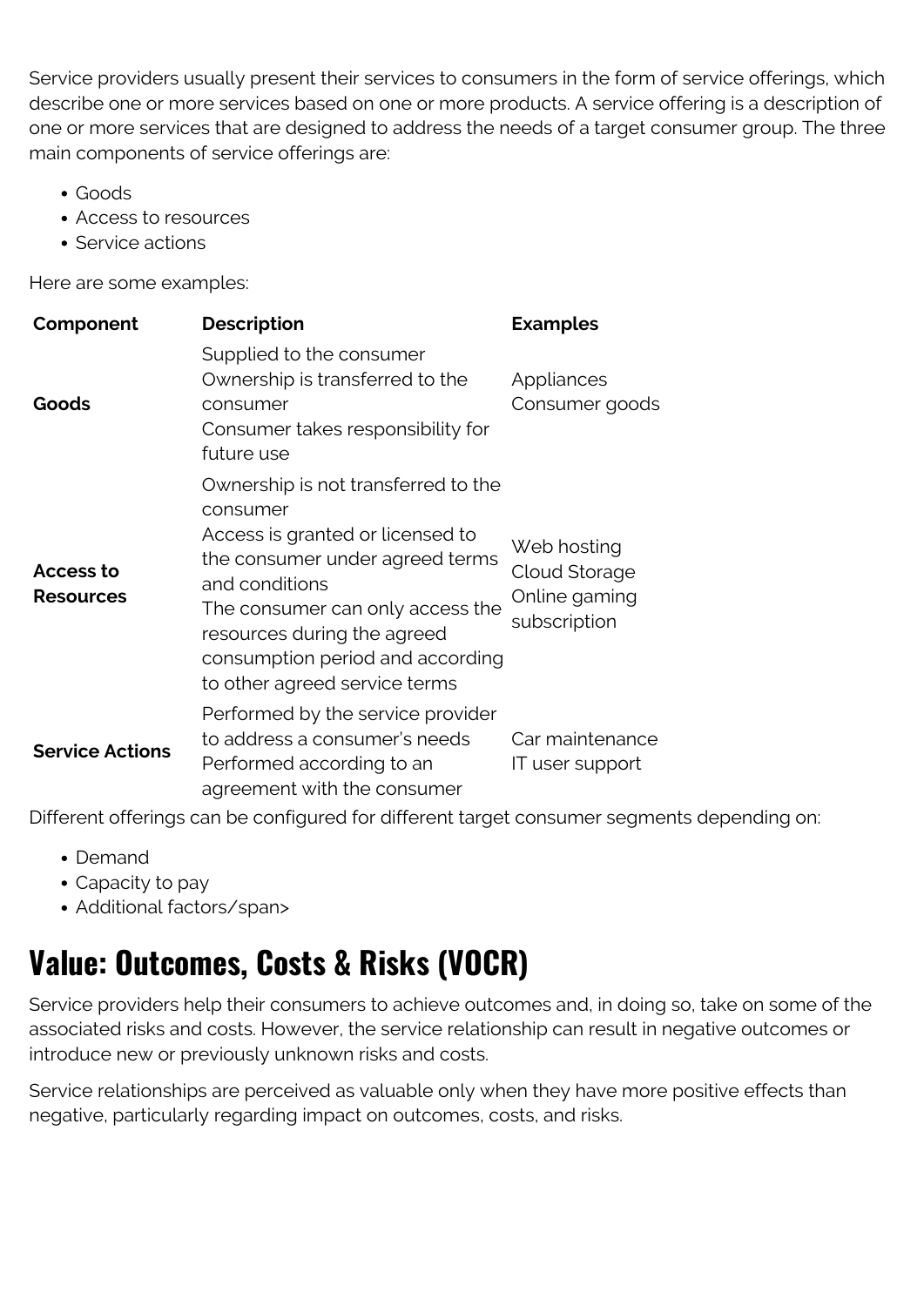Service providers usually present their services to consumers in the form of service offerings, which describe one or more services based on one or more products. A service offering is a description of one or more services that are designed to address the needs of a target consumer group. The three main components of service offerings are:

- Goods
- Access to resources
- Service actions

Here are some examples:

| Component | Description | Examples |
| --- | --- | --- |
| **Goods** | Supplied to the consumer<br>Ownership is transferred to the consumer<br>Consumer takes responsibility for future use | Appliances<br>Consumer goods |
| **Access to Resources** | Ownership is not transferred to the consumer<br>Access is granted or licensed to the consumer under agreed terms and conditions<br>The consumer can only access the resources during the agreed consumption period and according to other agreed service terms | Web hosting<br>Cloud Storage<br>Online gaming subscription |
| **Service Actions** | Performed by the service provider to address a consumer's needs<br>Performed according to an agreement with the consumer | Car maintenance<br>IT user support |

Different offerings can be configured for different target consumer segments depending on:

- Demand
- Capacity to pay
- Additional factors/span>

## Value: Outcomes, Costs & Risks (VOCR)

Service providers help their consumers to achieve outcomes and, in doing so, take on some of the associated risks and costs. However, the service relationship can result in negative outcomes or introduce new or previously unknown risks and costs.

Service relationships are perceived as valuable only when they have more positive effects than negative, particularly regarding impact on outcomes, costs, and risks.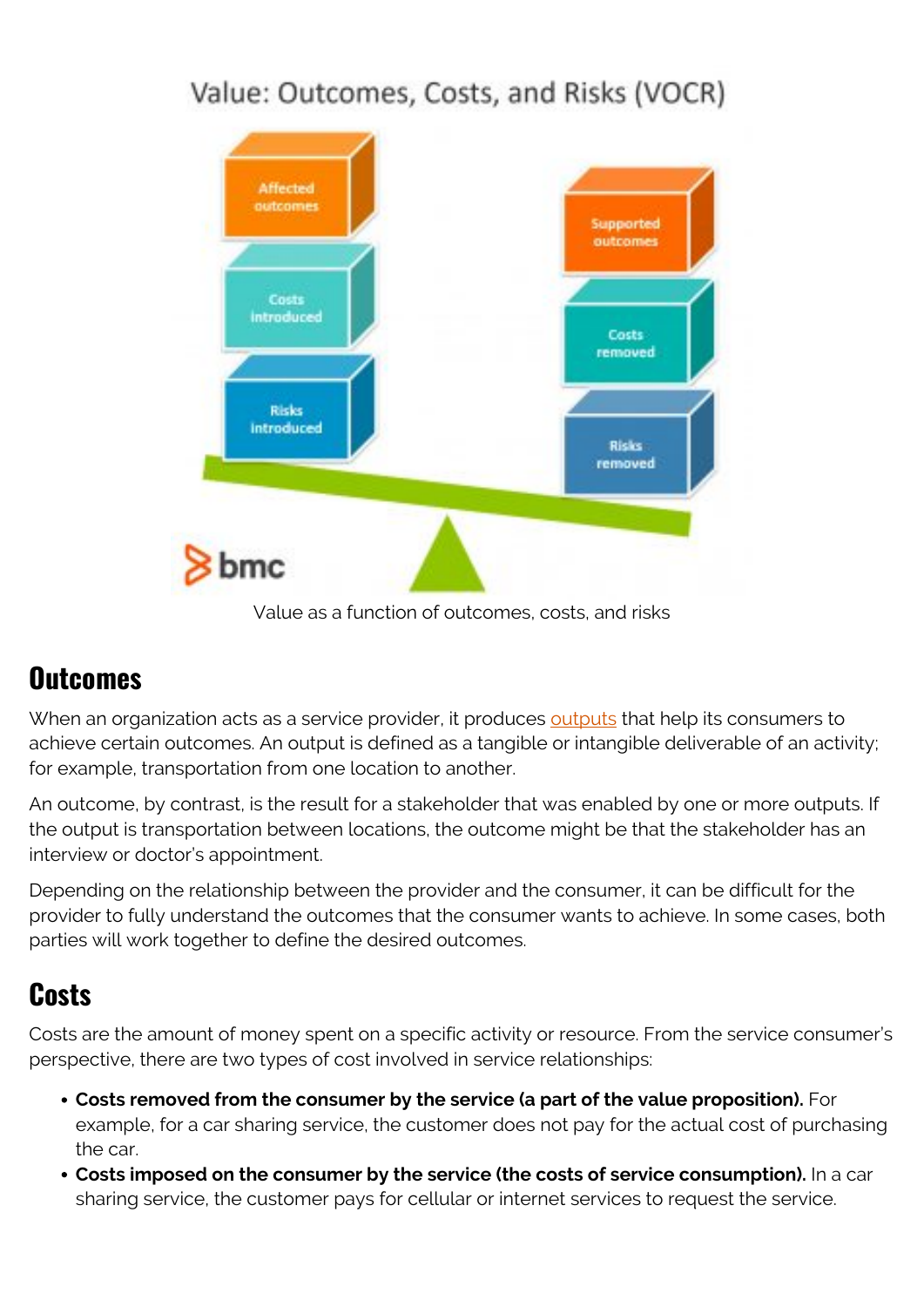Value as a function of outcomes, costs, and risks

## Outcomes

When an organization acts as a service provider, it produces outputs that help its consumers to achieve certain outcomes. An output is defined as a tangible or intangible deliverable of an activity; for example, transportation from one location to another.

An outcome, by contrast, is the result for a stakeholder that was enabled by one or more outputs. If the output is transportation between locations, the outcome might be that the stakeholder has an interview or doctor's appointment.

Depending on the relationship between the provider and the consumer, it can be difficult for the provider to fully understand the outcomes that the consumer wants to achieve. In some cases, both parties will work together to define the desired outcomes.

## Costs

Costs are the amount of money spent on a specific activity or resource. From the service consumer's perspective, there are two types of cost involved in service relationships:

- **Costs removed from the consumer by the service (a part of the value proposition).** For example, for a car sharing service, the customer does not pay for the actual cost of purchasing the car.
- **Costs imposed on the consumer by the service (the costs of service consumption).** In a car sharing service, the customer pays for cellular or internet services to request the service.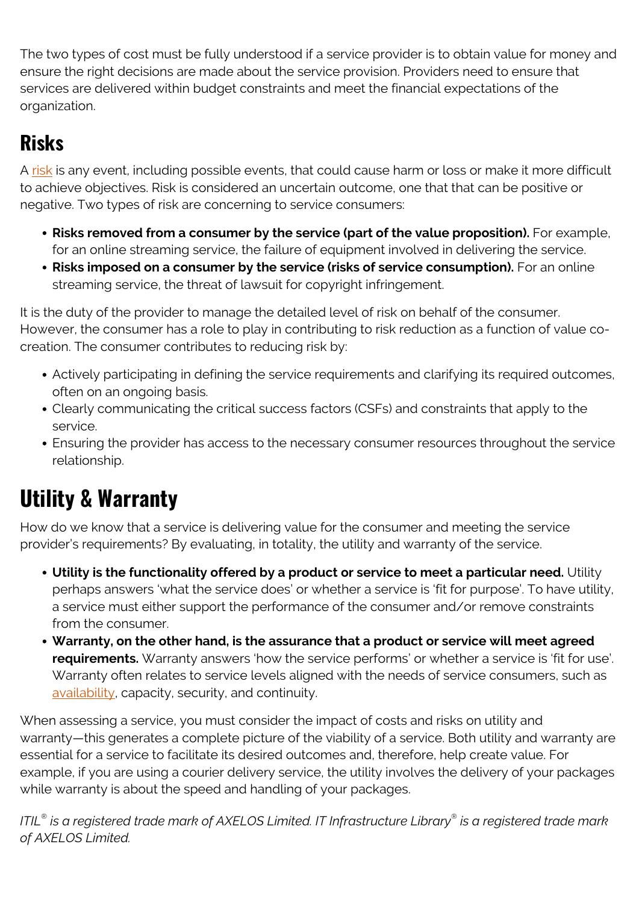The two types of cost must be fully understood if a service provider is to obtain value for money and ensure the right decisions are made about the service provision. Providers need to ensure that services are delivered within budget constraints and meet the financial expectations of the organization.

## Risks

A risk is any event, including possible events, that could cause harm or loss or make it more difficult to achieve objectives. Risk is considered an uncertain outcome, one that that can be positive or negative. Two types of risk are concerning to service consumers:

- **Risks removed from a consumer by the service (part of the value proposition).** For example, for an online streaming service, the failure of equipment involved in delivering the service.
- **Risks imposed on a consumer by the service (risks of service consumption).** For an online streaming service, the threat of lawsuit for copyright infringement.

It is the duty of the provider to manage the detailed level of risk on behalf of the consumer. However, the consumer has a role to play in contributing to risk reduction as a function of value co-creation. The consumer contributes to reducing risk by:

- Actively participating in defining the service requirements and clarifying its required outcomes, often on an ongoing basis.
- Clearly communicating the critical success factors (CSFs) and constraints that apply to the service.
- Ensuring the provider has access to the necessary consumer resources throughout the service relationship.

## Utility & Warranty

How do we know that a service is delivering value for the consumer and meeting the service provider's requirements? By evaluating, in totality, the utility and warranty of the service.

- **Utility is the functionality offered by a product or service to meet a particular need.** Utility perhaps answers 'what the service does' or whether a service is 'fit for purpose'. To have utility, a service must either support the performance of the consumer and/or remove constraints from the consumer.
- **Warranty, on the other hand, is the assurance that a product or service will meet agreed requirements.** Warranty answers 'how the service performs' or whether a service is 'fit for use'. Warranty often relates to service levels aligned with the needs of service consumers, such as availability, capacity, security, and continuity.

When assessing a service, you must consider the impact of costs and risks on utility and warranty—this generates a complete picture of the viability of a service. Both utility and warranty are essential for a service to facilitate its desired outcomes and, therefore, help create value. For example, if you are using a courier delivery service, the utility involves the delivery of your packages while warranty is about the speed and handling of your packages.

*ITIL® is a registered trade mark of AXELOS Limited. IT Infrastructure Library® is a registered trade mark of AXELOS Limited.*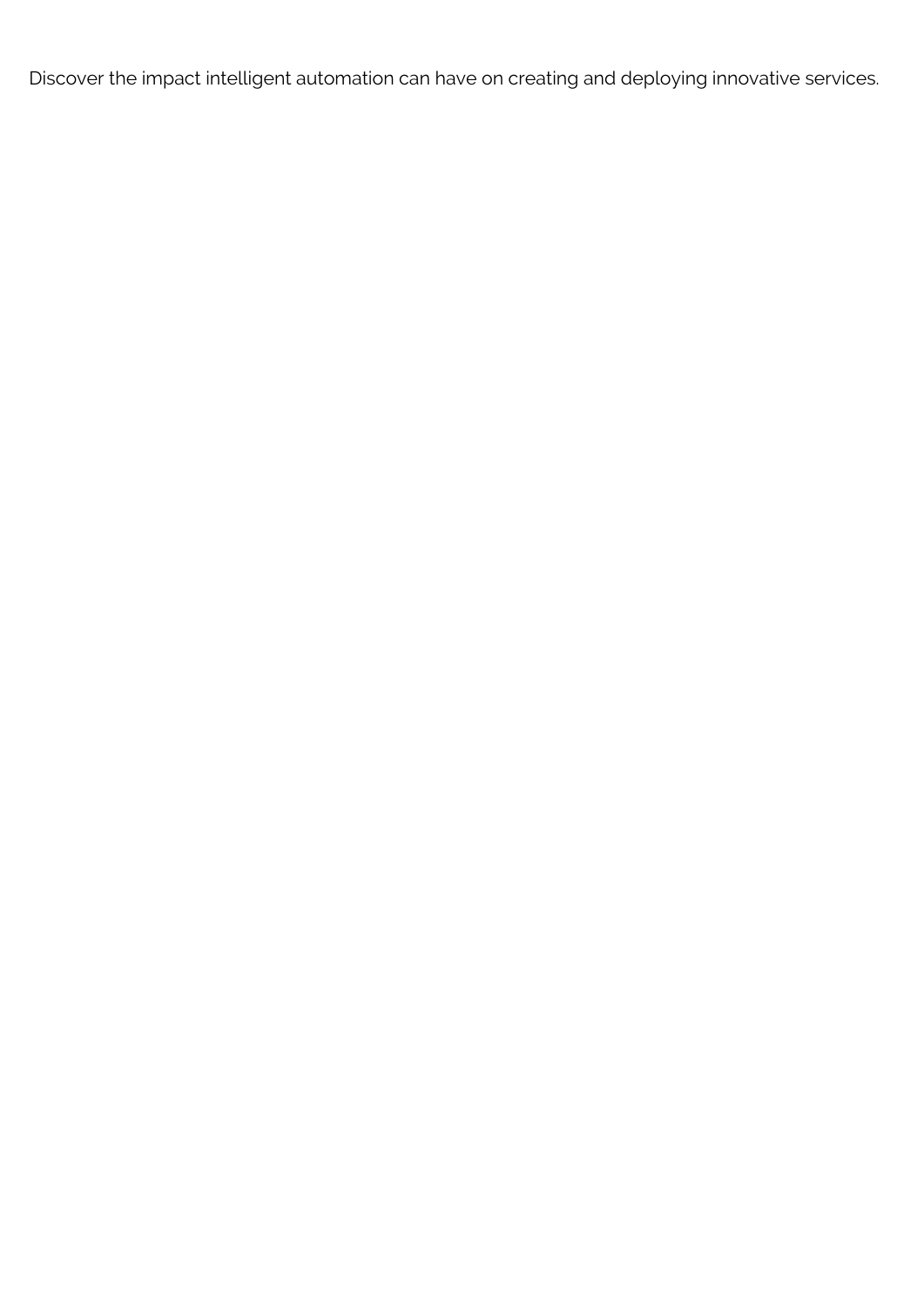Discover the impact intelligent automation can have on creating and deploying innovative services.